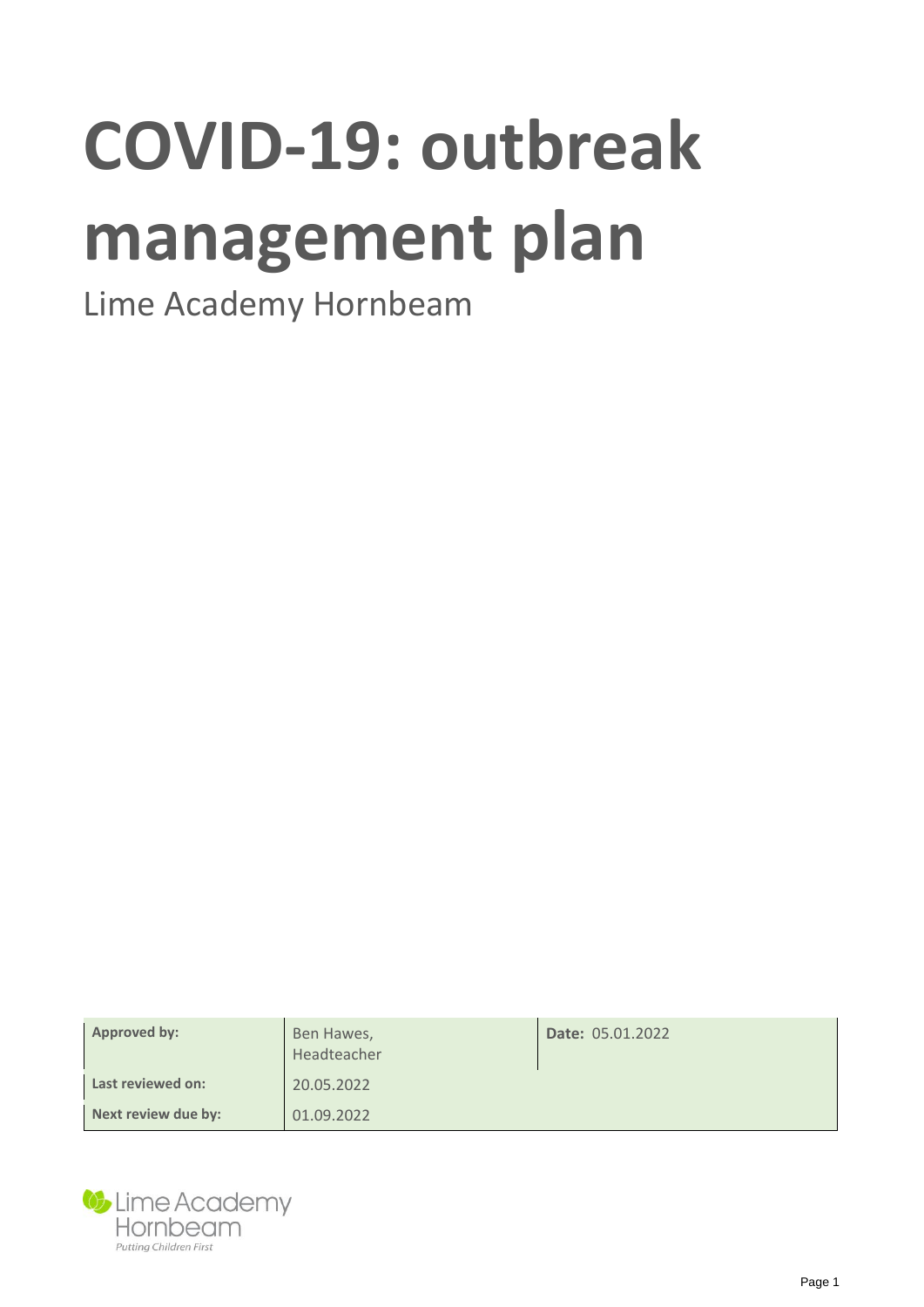# COVID-19: outbreak management plan

Lime Academy Hornbeam

| Approved by: | Ben Hawes, Headteacher | Date: 05.01.2022 |
| --- | --- | --- |
| Last reviewed on: | 20.05.2022 | |
| Next review due by: | 01.09.2022 | |

Lime Academy Hornbeam

*Putting Children First*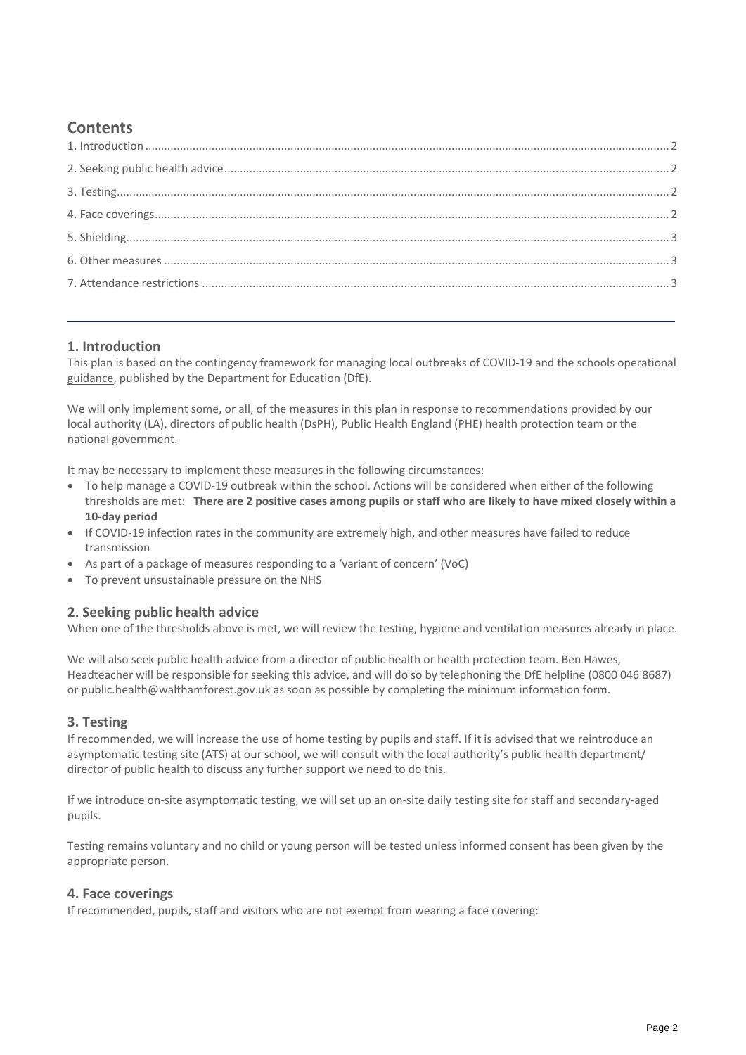## Contents

1. Introduction .......... 2
2. Seeking public health advice .......... 2
3. Testing .......... 2
4. Face coverings .......... 2
5. Shielding .......... 3
6. Other measures .......... 3
7. Attendance restrictions .......... 3

---

## 1. Introduction

This plan is based on the contingency framework for managing local outbreaks of COVID-19 and the schools operational guidance, published by the Department for Education (DfE).

We will only implement some, or all, of the measures in this plan in response to recommendations provided by our local authority (LA), directors of public health (DsPH), Public Health England (PHE) health protection team or the national government.

It may be necessary to implement these measures in the following circumstances:

- To help manage a COVID-19 outbreak within the school. Actions will be considered when either of the following thresholds are met: **There are 2 positive cases among pupils or staff who are likely to have mixed closely within a 10-day period**
- If COVID-19 infection rates in the community are extremely high, and other measures have failed to reduce transmission
- As part of a package of measures responding to a 'variant of concern' (VoC)
- To prevent unsustainable pressure on the NHS

## 2. Seeking public health advice

When one of the thresholds above is met, we will review the testing, hygiene and ventilation measures already in place.

We will also seek public health advice from a director of public health or health protection team. Ben Hawes, Headteacher will be responsible for seeking this advice, and will do so by telephoning the DfE helpline (0800 046 8687) or public.health@walthamforest.gov.uk as soon as possible by completing the minimum information form.

## 3. Testing

If recommended, we will increase the use of home testing by pupils and staff. If it is advised that we reintroduce an asymptomatic testing site (ATS) at our school, we will consult with the local authority's public health department/ director of public health to discuss any further support we need to do this.

If we introduce on-site asymptomatic testing, we will set up an on-site daily testing site for staff and secondary-aged pupils.

Testing remains voluntary and no child or young person will be tested unless informed consent has been given by the appropriate person.

## 4. Face coverings

If recommended, pupils, staff and visitors who are not exempt from wearing a face covering: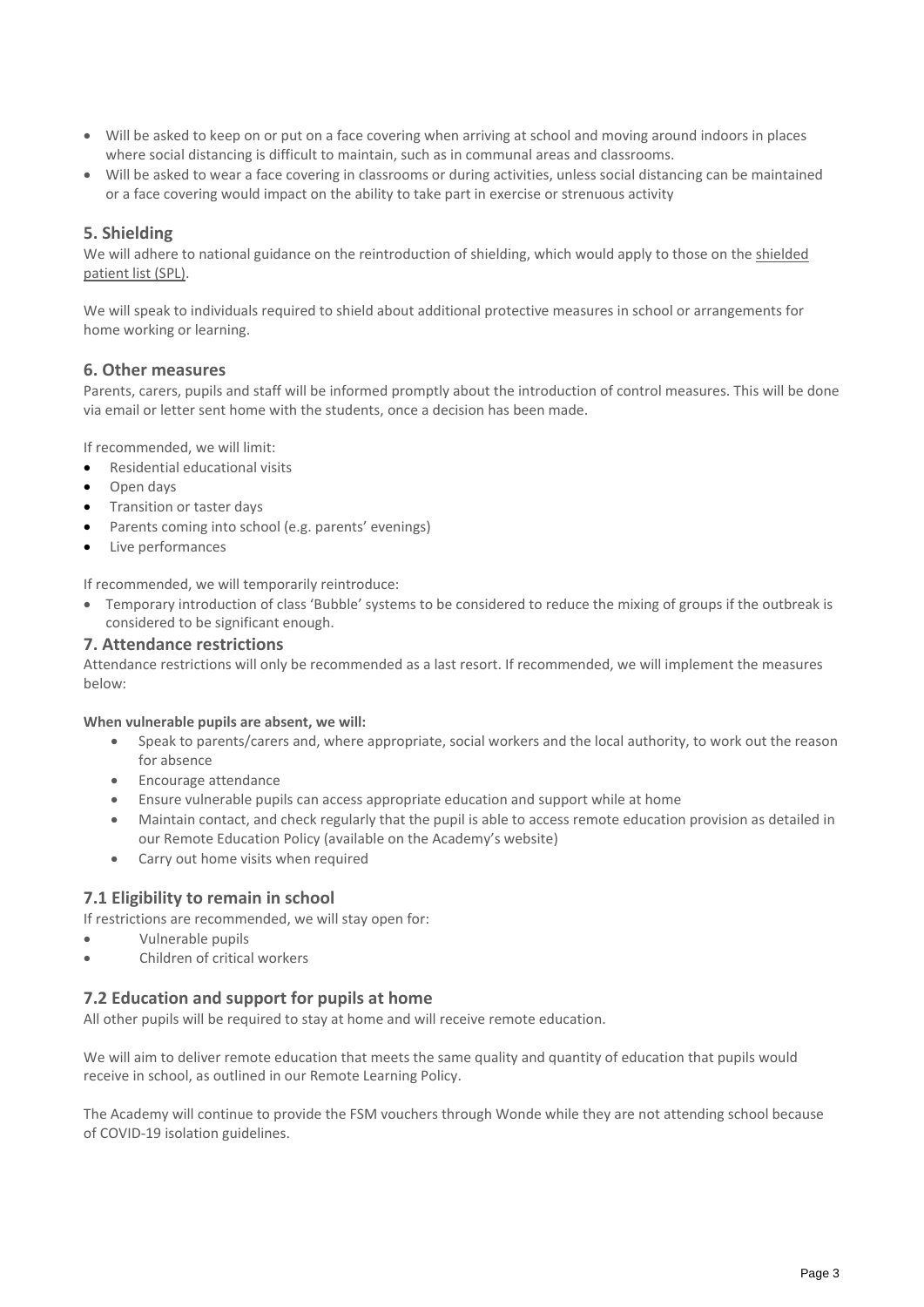- Will be asked to keep on or put on a face covering when arriving at school and moving around indoors in places where social distancing is difficult to maintain, such as in communal areas and classrooms.
- Will be asked to wear a face covering in classrooms or during activities, unless social distancing can be maintained or a face covering would impact on the ability to take part in exercise or strenuous activity

## 5. Shielding

We will adhere to national guidance on the reintroduction of shielding, which would apply to those on the shielded patient list (SPL).

We will speak to individuals required to shield about additional protective measures in school or arrangements for home working or learning.

## 6. Other measures

Parents, carers, pupils and staff will be informed promptly about the introduction of control measures. This will be done via email or letter sent home with the students, once a decision has been made.

If recommended, we will limit:

- Residential educational visits
- Open days
- Transition or taster days
- Parents coming into school (e.g. parents' evenings)
- Live performances

If recommended, we will temporarily reintroduce:

- Temporary introduction of class 'Bubble' systems to be considered to reduce the mixing of groups if the outbreak is considered to be significant enough.

## 7. Attendance restrictions

Attendance restrictions will only be recommended as a last resort. If recommended, we will implement the measures below:

**When vulnerable pupils are absent, we will:**

- Speak to parents/carers and, where appropriate, social workers and the local authority, to work out the reason for absence
- Encourage attendance
- Ensure vulnerable pupils can access appropriate education and support while at home
- Maintain contact, and check regularly that the pupil is able to access remote education provision as detailed in our Remote Education Policy (available on the Academy's website)
- Carry out home visits when required

### 7.1 Eligibility to remain in school

If restrictions are recommended, we will stay open for:

- Vulnerable pupils
- Children of critical workers

### 7.2 Education and support for pupils at home

All other pupils will be required to stay at home and will receive remote education.

We will aim to deliver remote education that meets the same quality and quantity of education that pupils would receive in school, as outlined in our Remote Learning Policy.

The Academy will continue to provide the FSM vouchers through Wonde while they are not attending school because of COVID-19 isolation guidelines.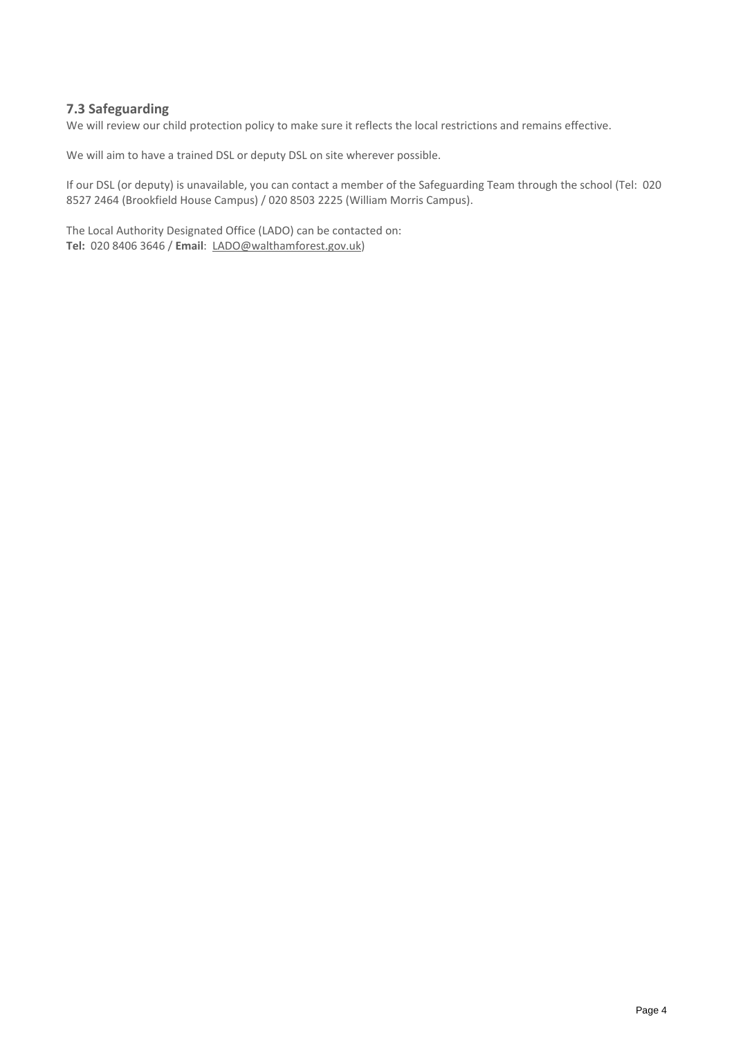### 7.3 Safeguarding

We will review our child protection policy to make sure it reflects the local restrictions and remains effective.

We will aim to have a trained DSL or deputy DSL on site wherever possible.

If our DSL (or deputy) is unavailable, you can contact a member of the Safeguarding Team through the school (Tel: 020 8527 2464 (Brookfield House Campus) / 020 8503 2225 (William Morris Campus).

The Local Authority Designated Office (LADO) can be contacted on:
**Tel:** 020 8406 3646 / **Email**: LADO@walthamforest.gov.uk)